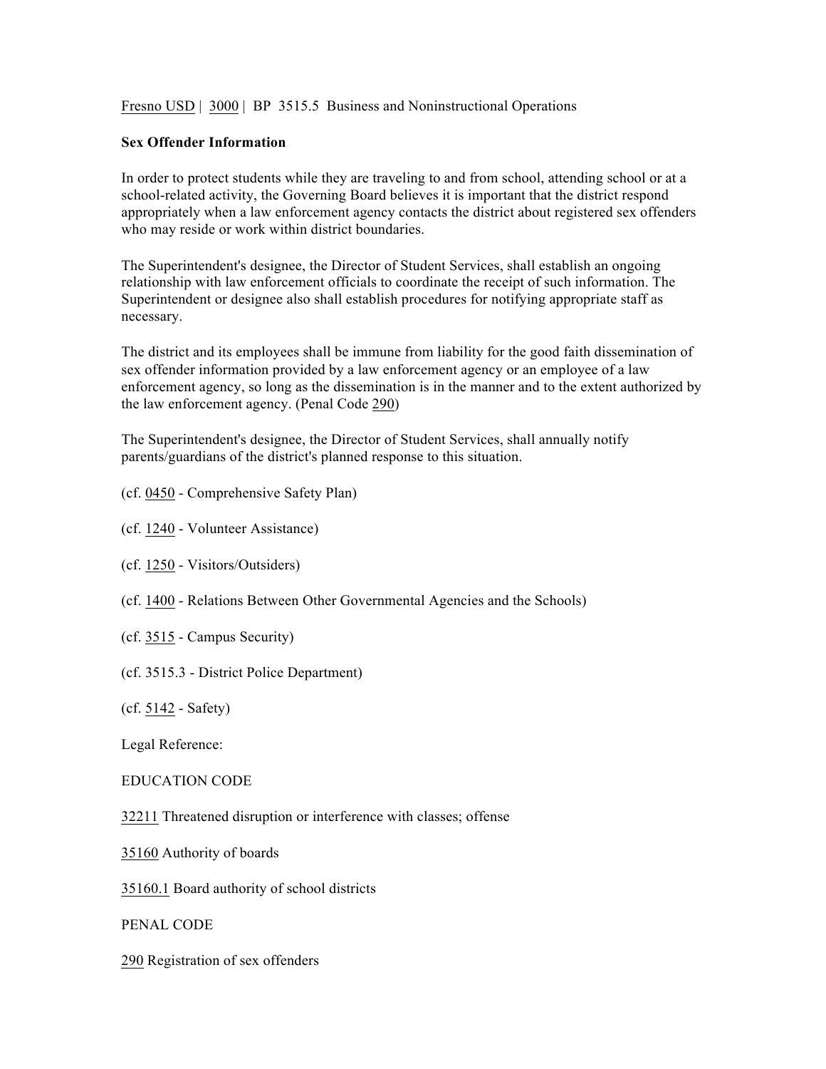Fresno USD | 3000 | BP 3515.5 Business and Noninstructional Operations

**Sex Offender Information**

In order to protect students while they are traveling to and from school, attending school or at a school-related activity, the Governing Board believes it is important that the district respond appropriately when a law enforcement agency contacts the district about registered sex offenders who may reside or work within district boundaries.

The Superintendent's designee, the Director of Student Services, shall establish an ongoing relationship with law enforcement officials to coordinate the receipt of such information. The Superintendent or designee also shall establish procedures for notifying appropriate staff as necessary.

The district and its employees shall be immune from liability for the good faith dissemination of sex offender information provided by a law enforcement agency or an employee of a law enforcement agency, so long as the dissemination is in the manner and to the extent authorized by the law enforcement agency. (Penal Code 290)

The Superintendent's designee, the Director of Student Services, shall annually notify parents/guardians of the district's planned response to this situation.

(cf. 0450 - Comprehensive Safety Plan)

(cf. 1240 - Volunteer Assistance)

(cf. 1250 - Visitors/Outsiders)

(cf. 1400 - Relations Between Other Governmental Agencies and the Schools)

(cf. 3515 - Campus Security)

(cf. 3515.3 - District Police Department)

(cf. 5142 - Safety)

Legal Reference:

EDUCATION CODE

32211 Threatened disruption or interference with classes; offense

35160 Authority of boards

35160.1 Board authority of school districts

PENAL CODE

290 Registration of sex offenders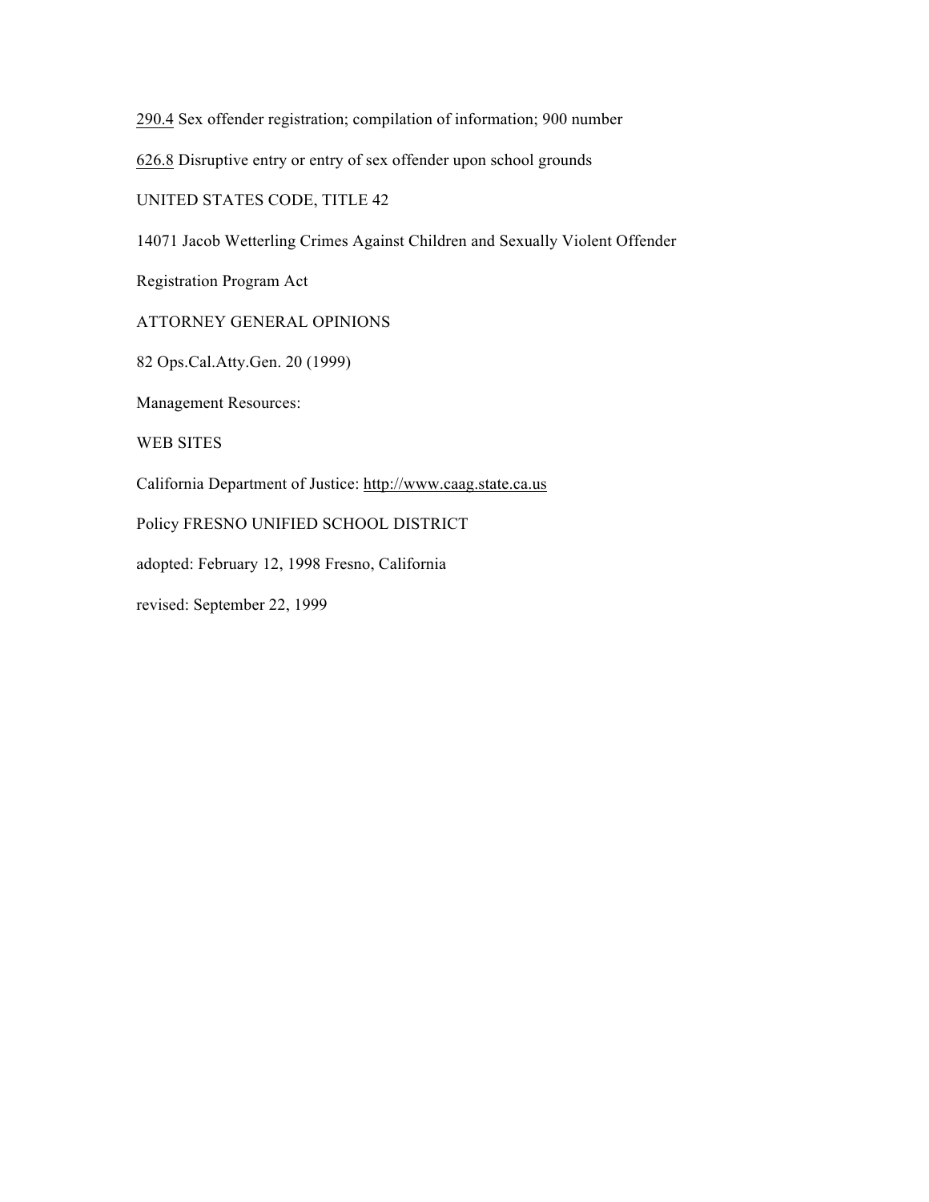290.4 Sex offender registration; compilation of information; 900 number

626.8 Disruptive entry or entry of sex offender upon school grounds

UNITED STATES CODE, TITLE 42

14071 Jacob Wetterling Crimes Against Children and Sexually Violent Offender

Registration Program Act

ATTORNEY GENERAL OPINIONS

82 Ops.Cal.Atty.Gen. 20 (1999)

Management Resources:

WEB SITES

California Department of Justice: http://www.caag.state.ca.us

Policy FRESNO UNIFIED SCHOOL DISTRICT

adopted: February 12, 1998 Fresno, California

revised: September 22, 1999